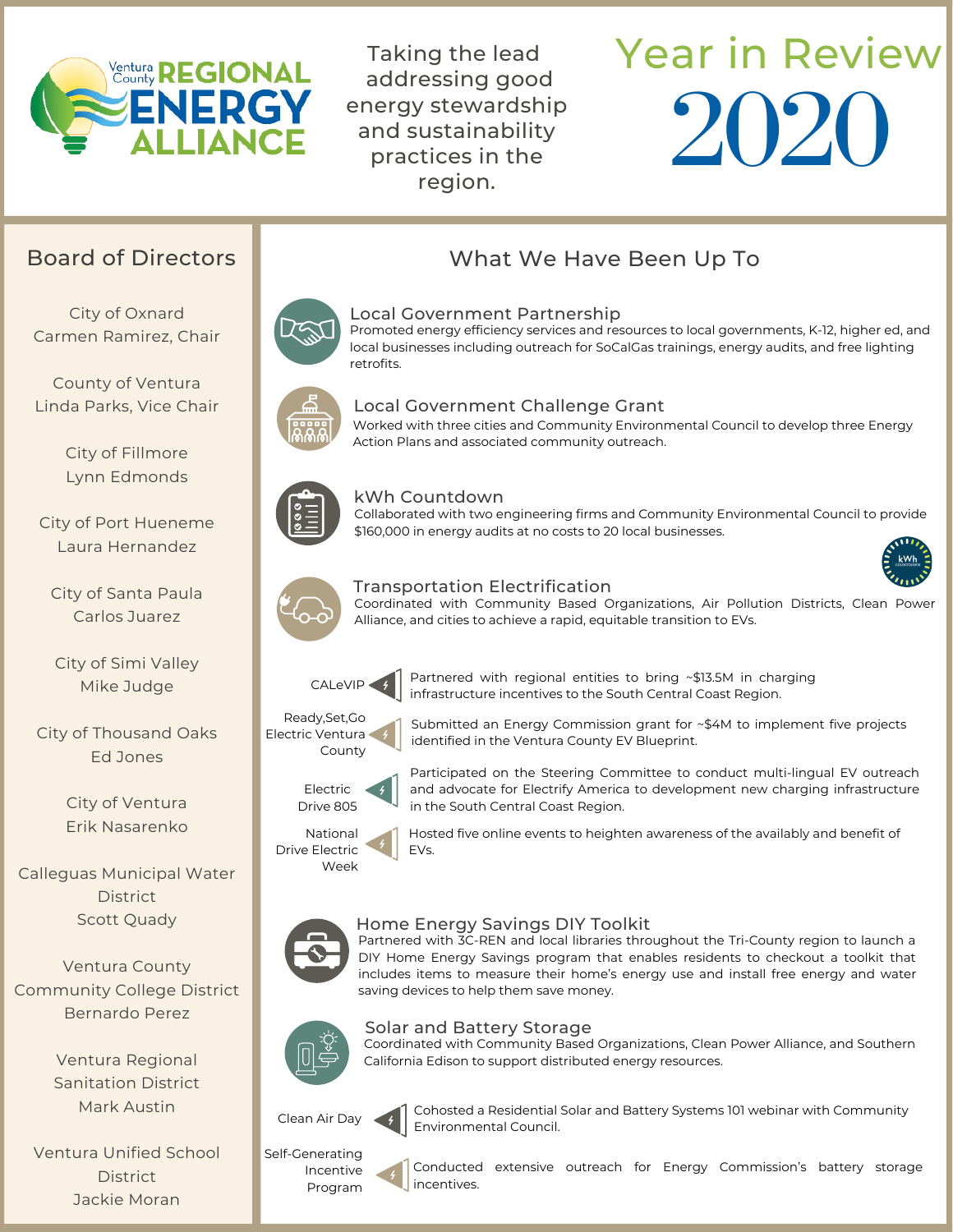# Ventura County REGIONAL ENERGY ALLIANCE

Taking the lead addressing good energy stewardship and sustainability practices in the region.

# Year in Review 2020

## Board of Directors

City of Oxnard
Carmen Ramirez, Chair

County of Ventura
Linda Parks, Vice Chair

City of Fillmore
Lynn Edmonds

City of Port Hueneme
Laura Hernandez

City of Santa Paula
Carlos Juarez

City of Simi Valley
Mike Judge

City of Thousand Oaks
Ed Jones

City of Ventura
Erik Nasarenko

Calleguas Municipal Water District
Scott Quady

Ventura County Community College District
Bernardo Perez

Ventura Regional Sanitation District
Mark Austin

Ventura Unified School District
Jackie Moran

## What We Have Been Up To

### Local Government Partnership

Promoted energy efficiency services and resources to local governments, K-12, higher ed, and local businesses including outreach for SoCalGas trainings, energy audits, and free lighting retrofits.

### Local Government Challenge Grant

Worked with three cities and Community Environmental Council to develop three Energy Action Plans and associated community outreach.

### kWh Countdown

Collaborated with two engineering firms and Community Environmental Council to provide $160,000 in energy audits at no costs to 20 local businesses.

### Transportation Electrification

Coordinated with Community Based Organizations, Air Pollution Districts, Clean Power Alliance, and cities to achieve a rapid, equitable transition to EVs.

- **CALeVIP**: Partnered with regional entities to bring ~$13.5M in charging infrastructure incentives to the South Central Coast Region.
- **Ready,Set,Go Electric Ventura County**: Submitted an Energy Commission grant for ~$4M to implement five projects identified in the Ventura County EV Blueprint.
- **Electric Drive 805**: Participated on the Steering Committee to conduct multi-lingual EV outreach and advocate for Electrify America to development new charging infrastructure in the South Central Coast Region.
- **National Drive Electric Week**: Hosted five online events to heighten awareness of the availably and benefit of EVs.

### Home Energy Savings DIY Toolkit

Partnered with 3C-REN and local libraries throughout the Tri-County region to launch a DIY Home Energy Savings program that enables residents to checkout a toolkit that includes items to measure their home's energy use and install free energy and water saving devices to help them save money.

### Solar and Battery Storage

Coordinated with Community Based Organizations, Clean Power Alliance, and Southern California Edison to support distributed energy resources.

- **Clean Air Day**: Cohosted a Residential Solar and Battery Systems 101 webinar with Community Environmental Council.
- **Self-Generating Incentive Program**: Conducted extensive outreach for Energy Commission's battery storage incentives.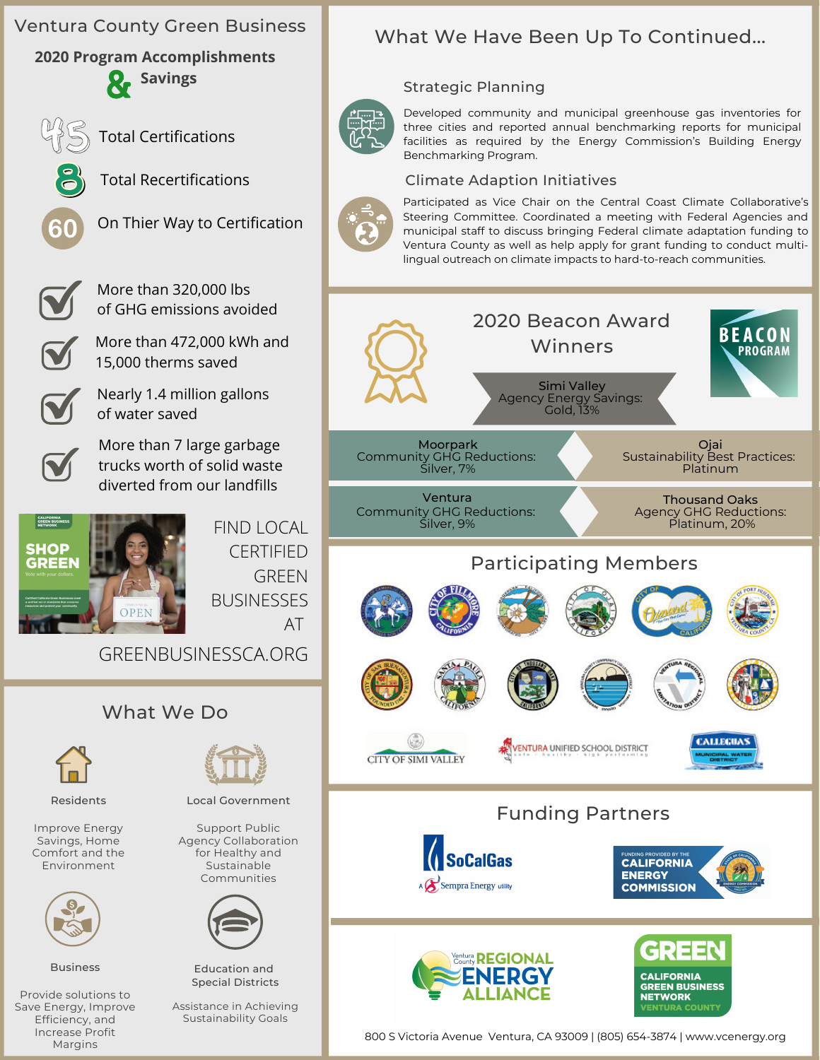# Ventura County Green Business

## 2020 Program Accomplishments & Savings

45 Total Certifications

8 Total Recertifications

60 On Thier Way to Certification

- More than 320,000 lbs of GHG emissions avoided
- More than 472,000 kWh and 15,000 therms saved
- Nearly 1.4 million gallons of water saved
- More than 7 large garbage trucks worth of solid waste diverted from our landfills

SHOP GREEN

FIND LOCAL CERTIFIED GREEN BUSINESSES AT GREENBUSINESSCA.ORG

## What We Do

**Residents**

Improve Energy Savings, Home Comfort and the Environment

**Local Government**

Support Public Agency Collaboration for Healthy and Sustainable Communities

**Business**

Provide solutions to Save Energy, Improve Efficiency, and Increase Profit Margins

**Education and Special Districts**

Assistance in Achieving Sustainability Goals

## What We Have Been Up To Continued...

### Strategic Planning

Developed community and municipal greenhouse gas inventories for three cities and reported annual benchmarking reports for municipal facilities as required by the Energy Commission's Building Energy Benchmarking Program.

### Climate Adaption Initiatives

Participated as Vice Chair on the Central Coast Climate Collaborative's Steering Committee. Coordinated a meeting with Federal Agencies and municipal staff to discuss bringing Federal climate adaptation funding to Ventura County as well as help apply for grant funding to conduct multi-lingual outreach on climate impacts to hard-to-reach communities.

## 2020 Beacon Award Winners

BEACON PROGRAM

**Simi Valley**
Agency Energy Savings: Gold, 13%

**Moorpark**
Community GHG Reductions: Silver, 7%

**Ojai**
Sustainability Best Practices: Platinum

**Ventura**
Community GHG Reductions: Silver, 9%

**Thousand Oaks**
Agency GHG Reductions: Platinum, 20%

## Participating Members

City of Simi Valley

Ventura Unified School District

Calleguas Municipal Water District

## Funding Partners

SoCalGas — A Sempra Energy utility

Funding provided by the California Energy Commission

Ventura County Regional Energy Alliance

Green California Green Business Network Ventura County

800 S Victoria Avenue Ventura, CA 93009 | (805) 654-3874 | www.vcenergy.org